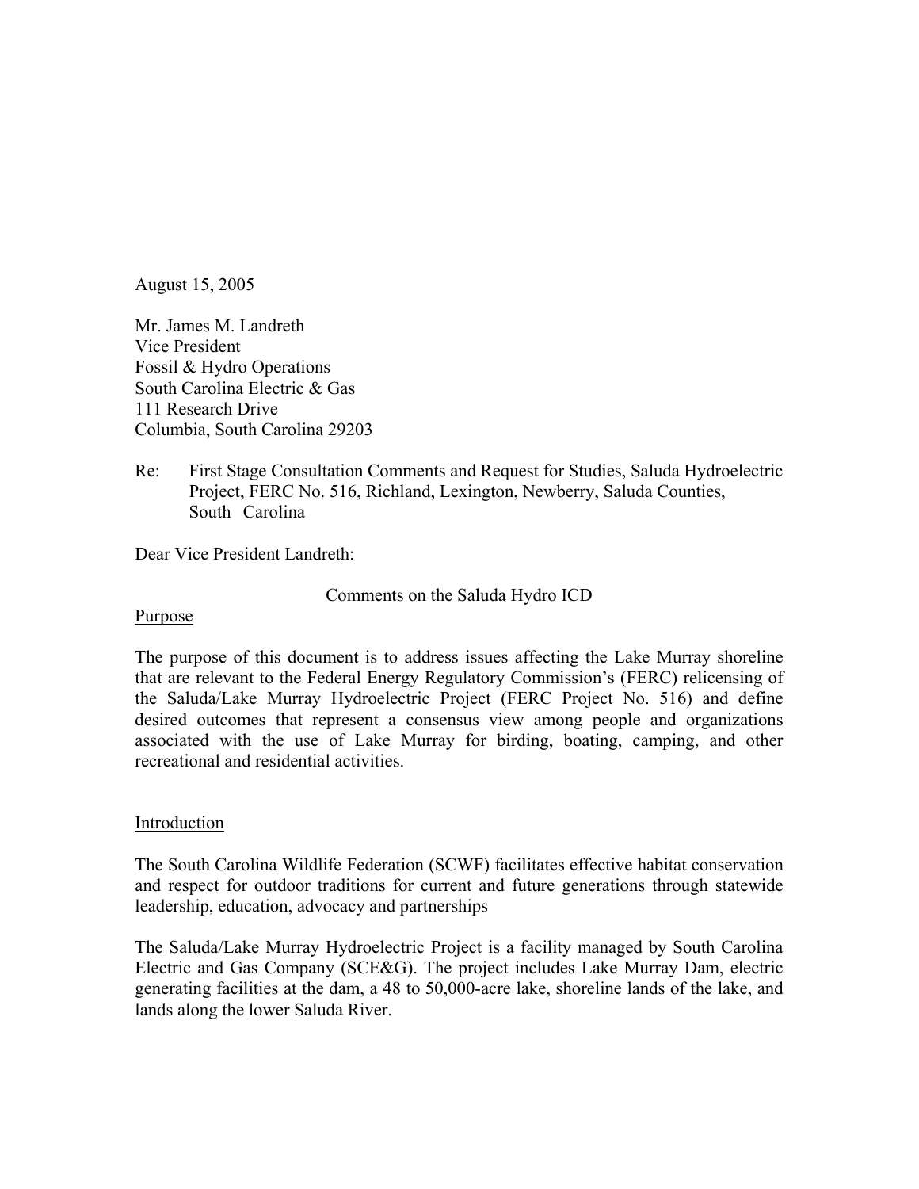August 15, 2005

Mr. James M. Landreth
Vice President
Fossil & Hydro Operations
South Carolina Electric & Gas
111 Research Drive
Columbia, South Carolina 29203

Re: First Stage Consultation Comments and Request for Studies, Saluda Hydroelectric Project, FERC No. 516, Richland, Lexington, Newberry, Saluda Counties, South Carolina

Dear Vice President Landreth:

Comments on the Saluda Hydro ICD

Purpose

The purpose of this document is to address issues affecting the Lake Murray shoreline that are relevant to the Federal Energy Regulatory Commission's (FERC) relicensing of the Saluda/Lake Murray Hydroelectric Project (FERC Project No. 516) and define desired outcomes that represent a consensus view among people and organizations associated with the use of Lake Murray for birding, boating, camping, and other recreational and residential activities.

Introduction

The South Carolina Wildlife Federation (SCWF) facilitates effective habitat conservation and respect for outdoor traditions for current and future generations through statewide leadership, education, advocacy and partnerships

The Saluda/Lake Murray Hydroelectric Project is a facility managed by South Carolina Electric and Gas Company (SCE&G). The project includes Lake Murray Dam, electric generating facilities at the dam, a 48 to 50,000-acre lake, shoreline lands of the lake, and lands along the lower Saluda River.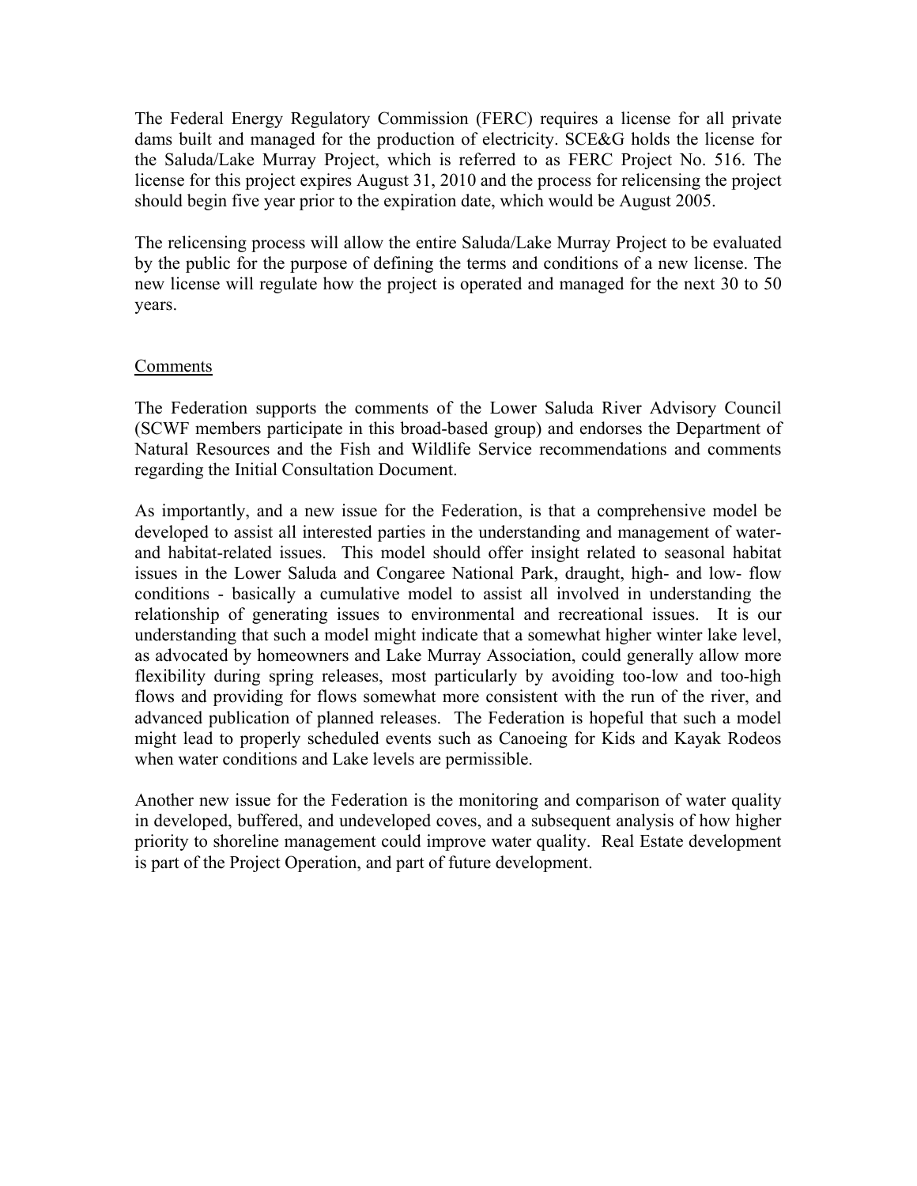The Federal Energy Regulatory Commission (FERC) requires a license for all private dams built and managed for the production of electricity. SCE&G holds the license for the Saluda/Lake Murray Project, which is referred to as FERC Project No. 516. The license for this project expires August 31, 2010 and the process for relicensing the project should begin five year prior to the expiration date, which would be August 2005.

The relicensing process will allow the entire Saluda/Lake Murray Project to be evaluated by the public for the purpose of defining the terms and conditions of a new license. The new license will regulate how the project is operated and managed for the next 30 to 50 years.

<u>Comments</u>

The Federation supports the comments of the Lower Saluda River Advisory Council (SCWF members participate in this broad-based group) and endorses the Department of Natural Resources and the Fish and Wildlife Service recommendations and comments regarding the Initial Consultation Document.

As importantly, and a new issue for the Federation, is that a comprehensive model be developed to assist all interested parties in the understanding and management of water- and habitat-related issues. This model should offer insight related to seasonal habitat issues in the Lower Saluda and Congaree National Park, draught, high- and low- flow conditions - basically a cumulative model to assist all involved in understanding the relationship of generating issues to environmental and recreational issues. It is our understanding that such a model might indicate that a somewhat higher winter lake level, as advocated by homeowners and Lake Murray Association, could generally allow more flexibility during spring releases, most particularly by avoiding too-low and too-high flows and providing for flows somewhat more consistent with the run of the river, and advanced publication of planned releases. The Federation is hopeful that such a model might lead to properly scheduled events such as Canoeing for Kids and Kayak Rodeos when water conditions and Lake levels are permissible.

Another new issue for the Federation is the monitoring and comparison of water quality in developed, buffered, and undeveloped coves, and a subsequent analysis of how higher priority to shoreline management could improve water quality. Real Estate development is part of the Project Operation, and part of future development.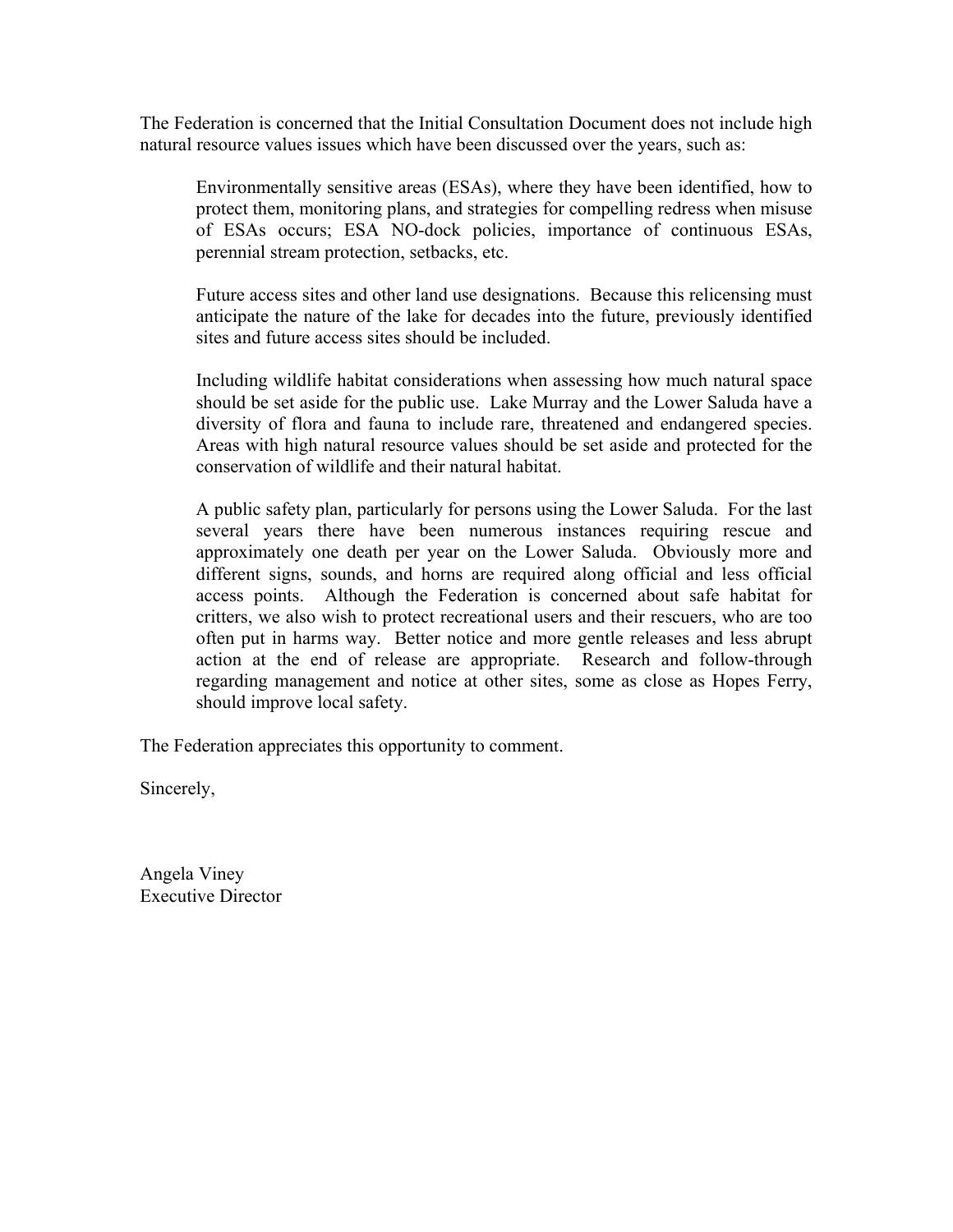The Federation is concerned that the Initial Consultation Document does not include high natural resource values issues which have been discussed over the years, such as:

> Environmentally sensitive areas (ESAs), where they have been identified, how to protect them, monitoring plans, and strategies for compelling redress when misuse of ESAs occurs; ESA NO-dock policies, importance of continuous ESAs, perennial stream protection, setbacks, etc.
>
> Future access sites and other land use designations. Because this relicensing must anticipate the nature of the lake for decades into the future, previously identified sites and future access sites should be included.
>
> Including wildlife habitat considerations when assessing how much natural space should be set aside for the public use. Lake Murray and the Lower Saluda have a diversity of flora and fauna to include rare, threatened and endangered species. Areas with high natural resource values should be set aside and protected for the conservation of wildlife and their natural habitat.
>
> A public safety plan, particularly for persons using the Lower Saluda. For the last several years there have been numerous instances requiring rescue and approximately one death per year on the Lower Saluda. Obviously more and different signs, sounds, and horns are required along official and less official access points. Although the Federation is concerned about safe habitat for critters, we also wish to protect recreational users and their rescuers, who are too often put in harms way. Better notice and more gentle releases and less abrupt action at the end of release are appropriate. Research and follow-through regarding management and notice at other sites, some as close as Hopes Ferry, should improve local safety.

The Federation appreciates this opportunity to comment.

Sincerely,

Angela Viney
Executive Director